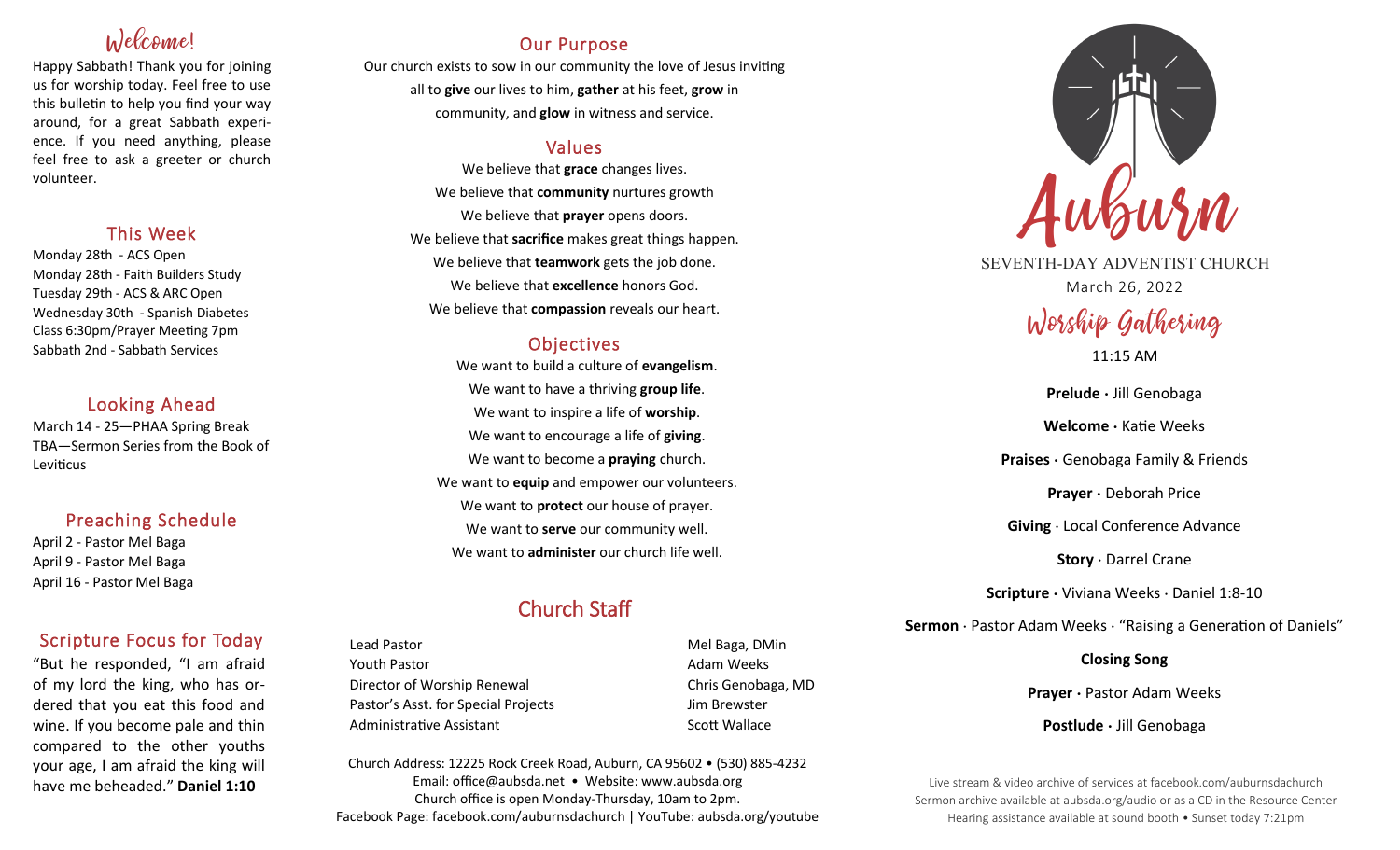## Welcome!

Happy Sabbath! Thank you for joining us for worship today. Feel free to use this bulletin to help you find your way around, for a great Sabbath experience. If you need anything, please feel free to ask a greeter or church volunteer.

## This Week

Monday 28th - ACS Open
Monday 28th - Faith Builders Study
Tuesday 29th - ACS & ARC Open
Wednesday 30th - Spanish Diabetes Class 6:30pm/Prayer Meeting 7pm
Sabbath 2nd - Sabbath Services

## Looking Ahead

March 14 - 25—PHAA Spring Break
TBA—Sermon Series from the Book of Leviticus

## Preaching Schedule

April 2 - Pastor Mel Baga
April 9 - Pastor Mel Baga
April 16 - Pastor Mel Baga

## Scripture Focus for Today

"But he responded, "I am afraid of my lord the king, who has ordered that you eat this food and wine. If you become pale and thin compared to the other youths your age, I am afraid the king will have me beheaded." **Daniel 1:10**

## Our Purpose

Our church exists to sow in our community the love of Jesus inviting all to **give** our lives to him, **gather** at his feet, **grow** in community, and **glow** in witness and service.

## Values

We believe that **grace** changes lives.
We believe that **community** nurtures growth
We believe that **prayer** opens doors.
We believe that **sacrifice** makes great things happen.
We believe that **teamwork** gets the job done.
We believe that **excellence** honors God.
We believe that **compassion** reveals our heart.

## Objectives

We want to build a culture of **evangelism**.
We want to have a thriving **group life**.
We want to inspire a life of **worship**.
We want to encourage a life of **giving**.
We want to become a **praying** church.
We want to **equip** and empower our volunteers.
We want to **protect** our house of prayer.
We want to **serve** our community well.
We want to **administer** our church life well.

## Church Staff

| | |
|---|---|
| Lead Pastor | Mel Baga, DMin |
| Youth Pastor | Adam Weeks |
| Director of Worship Renewal | Chris Genobaga, MD |
| Pastor's Asst. for Special Projects | Jim Brewster |
| Administrative Assistant | Scott Wallace |

Church Address: 12225 Rock Creek Road, Auburn, CA 95602 • (530) 885-4232
Email: office@aubsda.net • Website: www.aubsda.org
Church office is open Monday-Thursday, 10am to 2pm.
Facebook Page: facebook.com/auburnsdachurch | YouTube: aubsda.org/youtube

# Auburn

SEVENTH-DAY ADVENTIST CHURCH
March 26, 2022

## Worship Gathering

11:15 AM

**Prelude** · Jill Genobaga

**Welcome** · Katie Weeks

**Praises** · Genobaga Family & Friends

**Prayer** · Deborah Price

**Giving** · Local Conference Advance

**Story** · Darrel Crane

**Scripture** · Viviana Weeks · Daniel 1:8-10

**Sermon** · Pastor Adam Weeks · "Raising a Generation of Daniels"

**Closing Song**

**Prayer** · Pastor Adam Weeks

**Postlude** · Jill Genobaga

Live stream & video archive of services at facebook.com/auburnsdachurch
Sermon archive available at aubsda.org/audio or as a CD in the Resource Center
Hearing assistance available at sound booth • Sunset today 7:21pm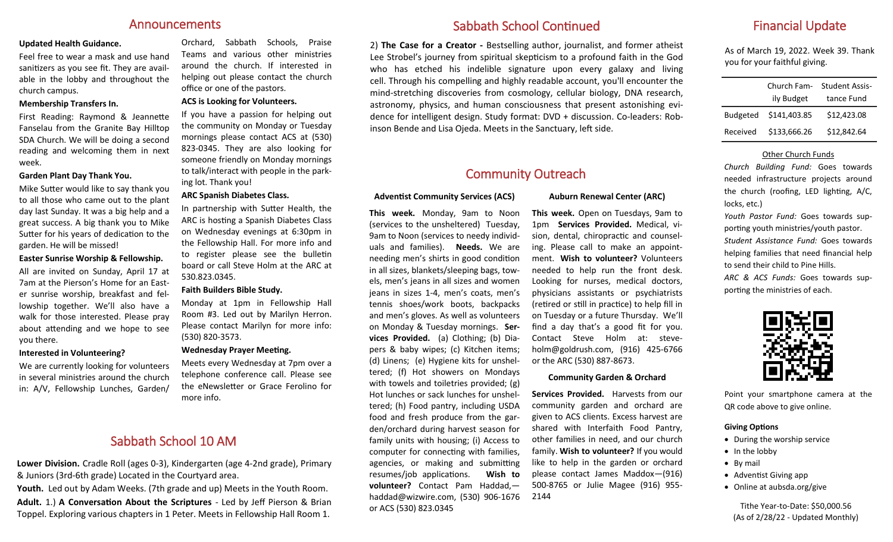## Announcements

**Updated Health Guidance.**

Feel free to wear a mask and use hand sanitizers as you see fit. They are available in the lobby and throughout the church campus.

**Membership Transfers In.**

First Reading: Raymond & Jeannette Fanselau from the Granite Bay Hilltop SDA Church. We will be doing a second reading and welcoming them in next week.

**Garden Plant Day Thank You.**

Mike Sutter would like to say thank you to all those who came out to the plant day last Sunday. It was a big help and a great success. A big thank you to Mike Sutter for his years of dedication to the garden. He will be missed!

**Easter Sunrise Worship & Fellowship.**

All are invited on Sunday, April 17 at 7am at the Pierson's Home for an Easter sunrise worship, breakfast and fellowship together. We'll also have a walk for those interested. Please pray about attending and we hope to see you there.

**Interested in Volunteering?**

We are currently looking for volunteers in several ministries around the church in: A/V, Fellowship Lunches, Garden/Orchard, Sabbath Schools, Praise Teams and various other ministries around the church. If interested in helping out please contact the church office or one of the pastors.

**ACS is Looking for Volunteers.**

If you have a passion for helping out the community on Monday or Tuesday mornings please contact ACS at (530) 823-0345. They are also looking for someone friendly on Monday mornings to talk/interact with people in the parking lot. Thank you!

**ARC Spanish Diabetes Class.**

In partnership with Sutter Health, the ARC is hosting a Spanish Diabetes Class on Wednesday evenings at 6:30pm in the Fellowship Hall. For more info and to register please see the bulletin board or call Steve Holm at the ARC at 530.823.0345.

**Faith Builders Bible Study.**

Monday at 1pm in Fellowship Hall Room #3. Led out by Marilyn Herron. Please contact Marilyn for more info: (530) 820-3573.

**Wednesday Prayer Meeting.**

Meets every Wednesday at 7pm over a telephone conference call. Please see the eNewsletter or Grace Ferolino for more info.

## Sabbath School 10 AM

**Lower Division.** Cradle Roll (ages 0-3), Kindergarten (age 4-2nd grade), Primary & Juniors (3rd-6th grade) Located in the Courtyard area.

**Youth.** Led out by Adam Weeks. (7th grade and up) Meets in the Youth Room.

**Adult.** 1.) **A Conversation About the Scriptures** - Led by Jeff Pierson & Brian Toppel. Exploring various chapters in 1 Peter. Meets in Fellowship Hall Room 1.

## Sabbath School Continued

2) **The Case for a Creator -** Bestselling author, journalist, and former atheist Lee Strobel's journey from spiritual skepticism to a profound faith in the God who has etched his indelible signature upon every galaxy and living cell. Through his compelling and highly readable account, you'll encounter the mind-stretching discoveries from cosmology, cellular biology, DNA research, astronomy, physics, and human consciousness that present astonishing evidence for intelligent design. Study format: DVD + discussion. Co-leaders: Robinson Bende and Lisa Ojeda. Meets in the Sanctuary, left side.

## Community Outreach

**Adventist Community Services (ACS)**

**This week.** Monday, 9am to Noon (services to the unsheltered) Tuesday, 9am to Noon (services to needy individuals and families). **Needs.** We are needing men's shirts in good condition in all sizes, blankets/sleeping bags, towels, men's jeans in all sizes and women jeans in sizes 1-4, men's coats, men's tennis shoes/work boots, backpacks and men's gloves. As well as volunteers on Monday & Tuesday mornings. **Services Provided.** (a) Clothing; (b) Diapers & baby wipes; (c) Kitchen items; (d) Linens; (e) Hygiene kits for unsheltered; (f) Hot showers on Mondays with towels and toiletries provided; (g) Hot lunches or sack lunches for unsheltered; (h) Food pantry, including USDA food and fresh produce from the garden/orchard during harvest season for family units with housing; (i) Access to computer for connecting with families, agencies, or making and submitting resumes/job applications. **Wish to volunteer?** Contact Pam Haddad,—haddad@wizwire.com, (530) 906-1676 or ACS (530) 823.0345

**Auburn Renewal Center (ARC)**

**This week.** Open on Tuesdays, 9am to 1pm **Services Provided.** Medical, vision, dental, chiropractic and counseling. Please call to make an appointment. **Wish to volunteer?** Volunteers needed to help run the front desk. Looking for nurses, medical doctors, physicians assistants or psychiatrists (retired or still in practice) to help fill in on Tuesday or a future Thursday. We'll find a day that's a good fit for you. Contact Steve Holm at: steveholm@goldrush.com, (916) 425-6766 or the ARC (530) 887-8673.

**Community Garden & Orchard**

**Services Provided.** Harvests from our community garden and orchard are given to ACS clients. Excess harvest are shared with Interfaith Food Pantry, other families in need, and our church family. **Wish to volunteer?** If you would like to help in the garden or orchard please contact James Maddox—(916) 500-8765 or Julie Magee (916) 955-2144

## Financial Update

As of March 19, 2022. Week 39. Thank you for your faithful giving.

| | Church Family Budget | Student Assistance Fund |
|---|---|---|
| Budgeted | $141,403.85 | $12,423.08 |
| Received | $133,666.26 | $12,842.64 |

Other Church Funds

*Church Building Fund:* Goes towards needed infrastructure projects around the church (roofing, LED lighting, A/C, locks, etc.)

*Youth Pastor Fund:* Goes towards supporting youth ministries/youth pastor.

*Student Assistance Fund:* Goes towards helping families that need financial help to send their child to Pine Hills.

*ARC & ACS Funds:* Goes towards supporting the ministries of each.

Point your smartphone camera at the QR code above to give online.

**Giving Options**

- During the worship service
- In the lobby
- By mail
- Adventist Giving app
- Online at aubsda.org/give

Tithe Year-to-Date: $50,000.56
(As of 2/28/22 - Updated Monthly)